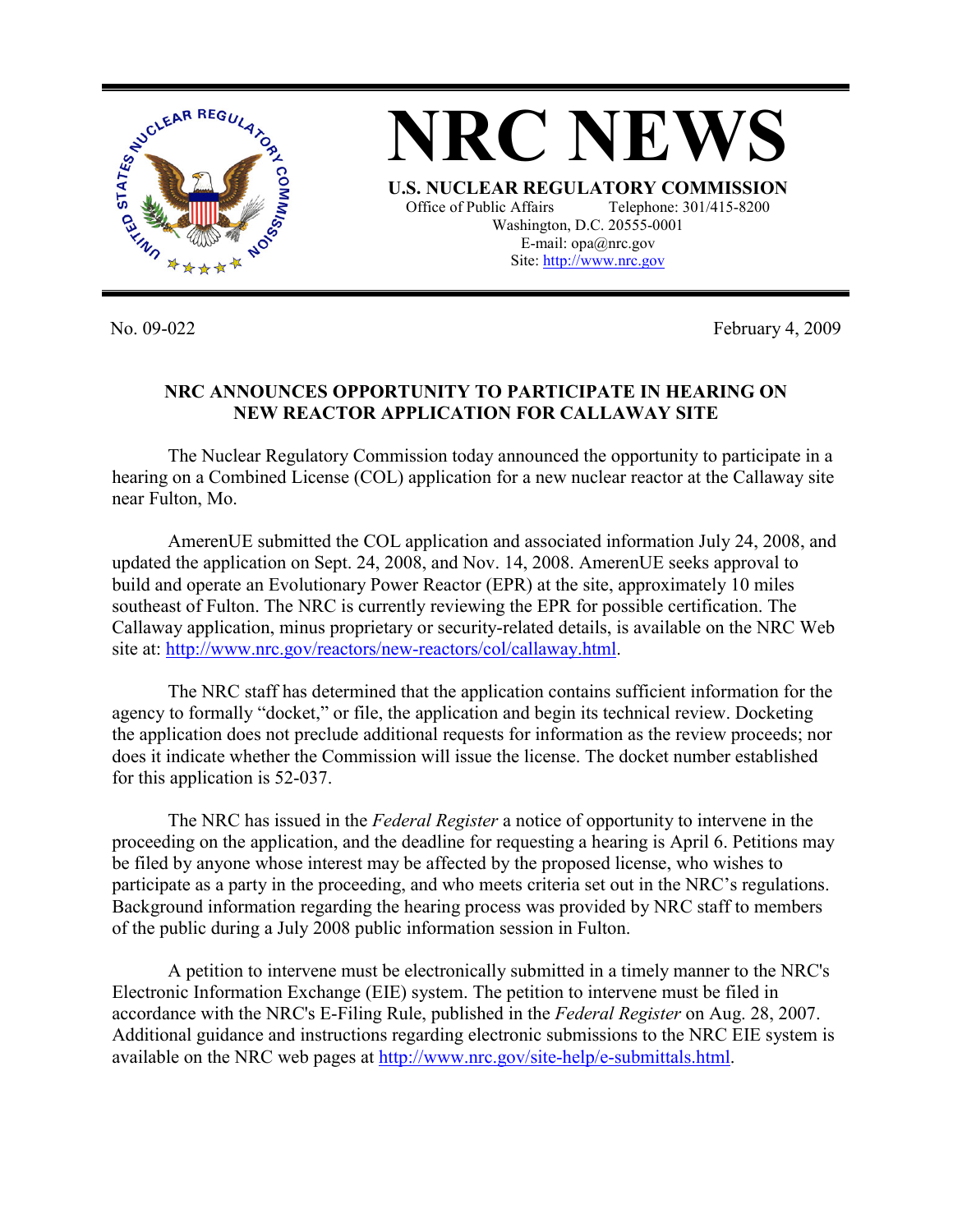# NRC NEWS

**U.S. NUCLEAR REGULATORY COMMISSION**
Office of Public Affairs Telephone: 301/415-8200
Washington, D.C. 20555-0001
E-mail: opa@nrc.gov
Site: http://www.nrc.gov

No. 09-022 February 4, 2009

## NRC ANNOUNCES OPPORTUNITY TO PARTICIPATE IN HEARING ON NEW REACTOR APPLICATION FOR CALLAWAY SITE

The Nuclear Regulatory Commission today announced the opportunity to participate in a hearing on a Combined License (COL) application for a new nuclear reactor at the Callaway site near Fulton, Mo.

AmerenUE submitted the COL application and associated information July 24, 2008, and updated the application on Sept. 24, 2008, and Nov. 14, 2008. AmerenUE seeks approval to build and operate an Evolutionary Power Reactor (EPR) at the site, approximately 10 miles southeast of Fulton. The NRC is currently reviewing the EPR for possible certification. The Callaway application, minus proprietary or security-related details, is available on the NRC Web site at: http://www.nrc.gov/reactors/new-reactors/col/callaway.html.

The NRC staff has determined that the application contains sufficient information for the agency to formally "docket," or file, the application and begin its technical review. Docketing the application does not preclude additional requests for information as the review proceeds; nor does it indicate whether the Commission will issue the license. The docket number established for this application is 52-037.

The NRC has issued in the *Federal Register* a notice of opportunity to intervene in the proceeding on the application, and the deadline for requesting a hearing is April 6. Petitions may be filed by anyone whose interest may be affected by the proposed license, who wishes to participate as a party in the proceeding, and who meets criteria set out in the NRC's regulations. Background information regarding the hearing process was provided by NRC staff to members of the public during a July 2008 public information session in Fulton.

A petition to intervene must be electronically submitted in a timely manner to the NRC's Electronic Information Exchange (EIE) system. The petition to intervene must be filed in accordance with the NRC's E-Filing Rule, published in the *Federal Register* on Aug. 28, 2007. Additional guidance and instructions regarding electronic submissions to the NRC EIE system is available on the NRC web pages at http://www.nrc.gov/site-help/e-submittals.html.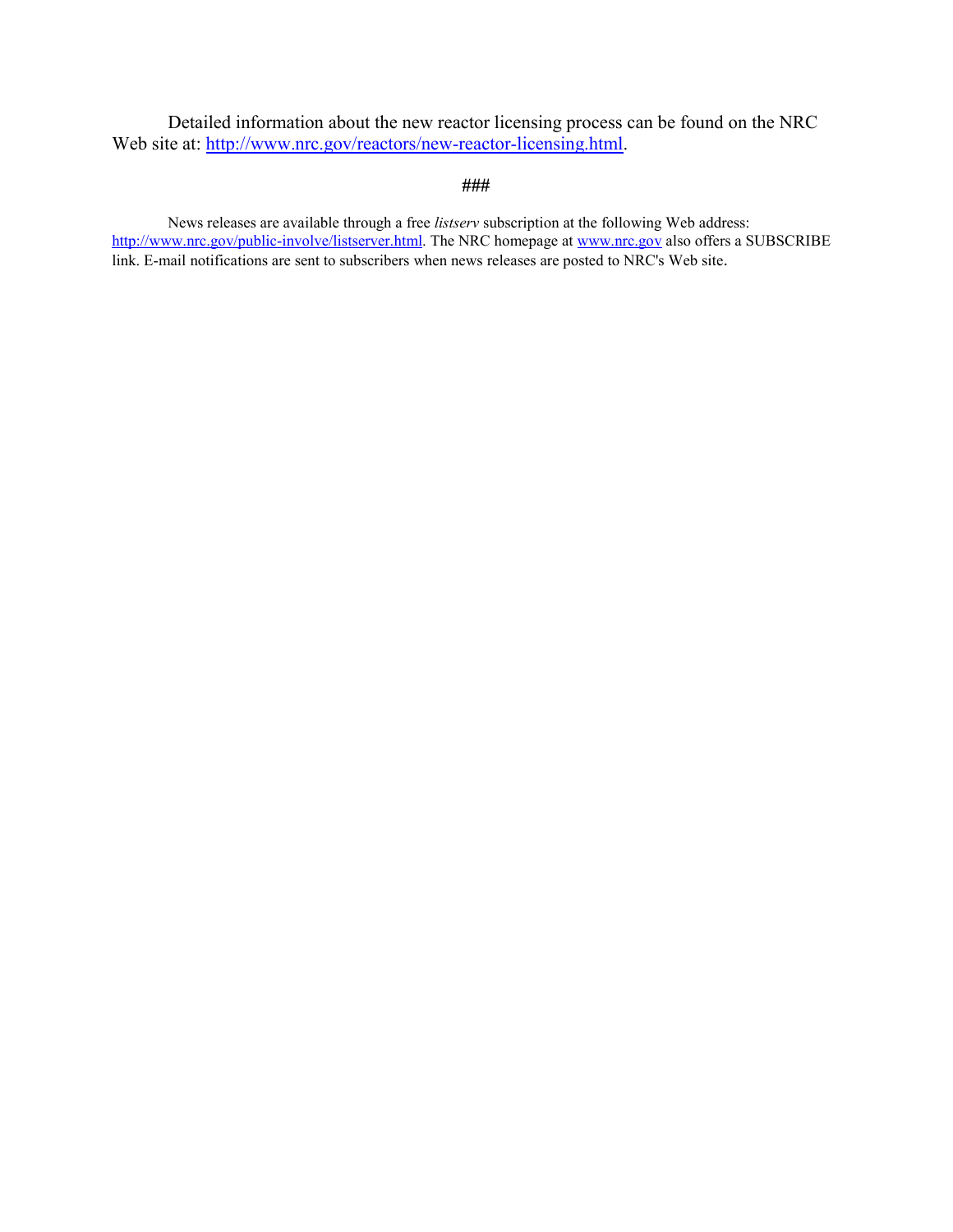Detailed information about the new reactor licensing process can be found on the NRC Web site at: http://www.nrc.gov/reactors/new-reactor-licensing.html.

###

News releases are available through a free *listserv* subscription at the following Web address: http://www.nrc.gov/public-involve/listserver.html. The NRC homepage at www.nrc.gov also offers a SUBSCRIBE link. E-mail notifications are sent to subscribers when news releases are posted to NRC's Web site.